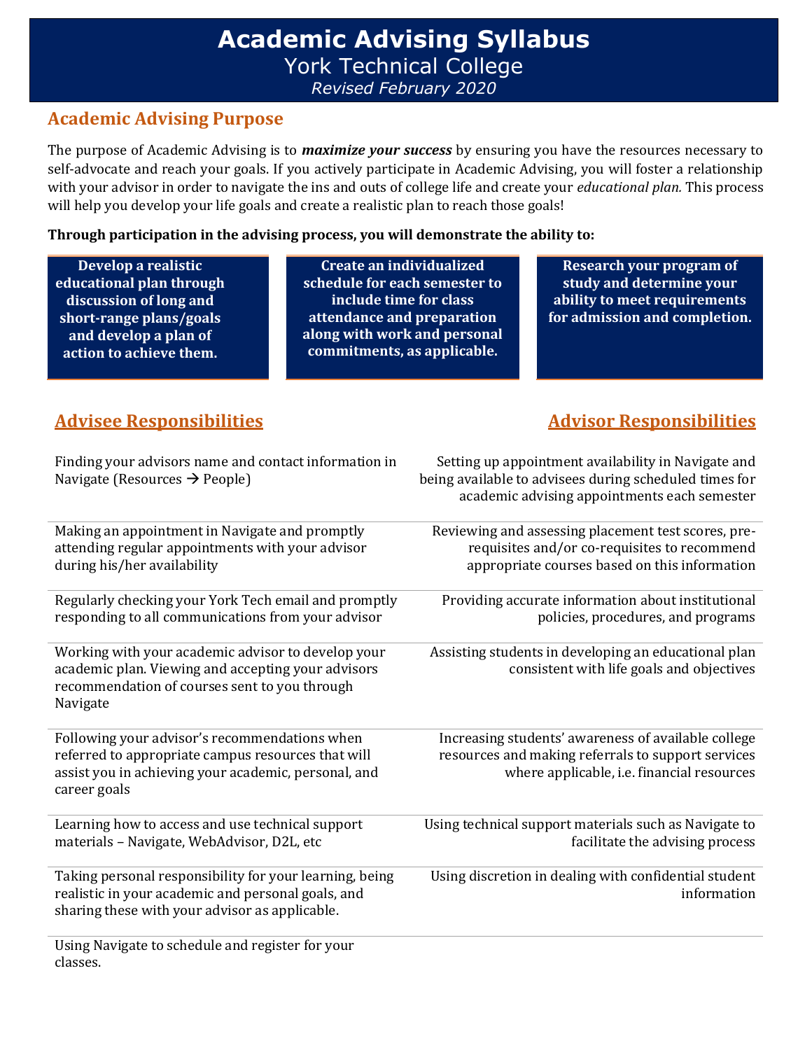# Academic Advising Syllabus

York Technical College

*Revised February 2020*

## Academic Advising Purpose

The purpose of Academic Advising is to ***maximize your success*** by ensuring you have the resources necessary to self-advocate and reach your goals. If you actively participate in Academic Advising, you will foster a relationship with your advisor in order to navigate the ins and outs of college life and create your *educational plan.* This process will help you develop your life goals and create a realistic plan to reach those goals!

**Through participation in the advising process, you will demonstrate the ability to:**

- **Develop a realistic educational plan through discussion of long and short-range plans/goals and develop a plan of action to achieve them.**
- **Create an individualized schedule for each semester to include time for class attendance and preparation along with work and personal commitments, as applicable.**
- **Research your program of study and determine your ability to meet requirements for admission and completion.**

| Advisee Responsibilities | Advisor Responsibilities |
| --- | --- |
| Finding your advisors name and contact information in Navigate (Resources → People) | Setting up appointment availability in Navigate and being available to advisees during scheduled times for academic advising appointments each semester |
| Making an appointment in Navigate and promptly attending regular appointments with your advisor during his/her availability | Reviewing and assessing placement test scores, pre-requisites and/or co-requisites to recommend appropriate courses based on this information |
| Regularly checking your York Tech email and promptly responding to all communications from your advisor | Providing accurate information about institutional policies, procedures, and programs |
| Working with your academic advisor to develop your academic plan. Viewing and accepting your advisors recommendation of courses sent to you through Navigate | Assisting students in developing an educational plan consistent with life goals and objectives |
| Following your advisor's recommendations when referred to appropriate campus resources that will assist you in achieving your academic, personal, and career goals | Increasing students' awareness of available college resources and making referrals to support services where applicable, i.e. financial resources |
| Learning how to access and use technical support materials – Navigate, WebAdvisor, D2L, etc | Using technical support materials such as Navigate to facilitate the advising process |
| Taking personal responsibility for your learning, being realistic in your academic and personal goals, and sharing these with your advisor as applicable. | Using discretion in dealing with confidential student information |
| Using Navigate to schedule and register for your classes. | |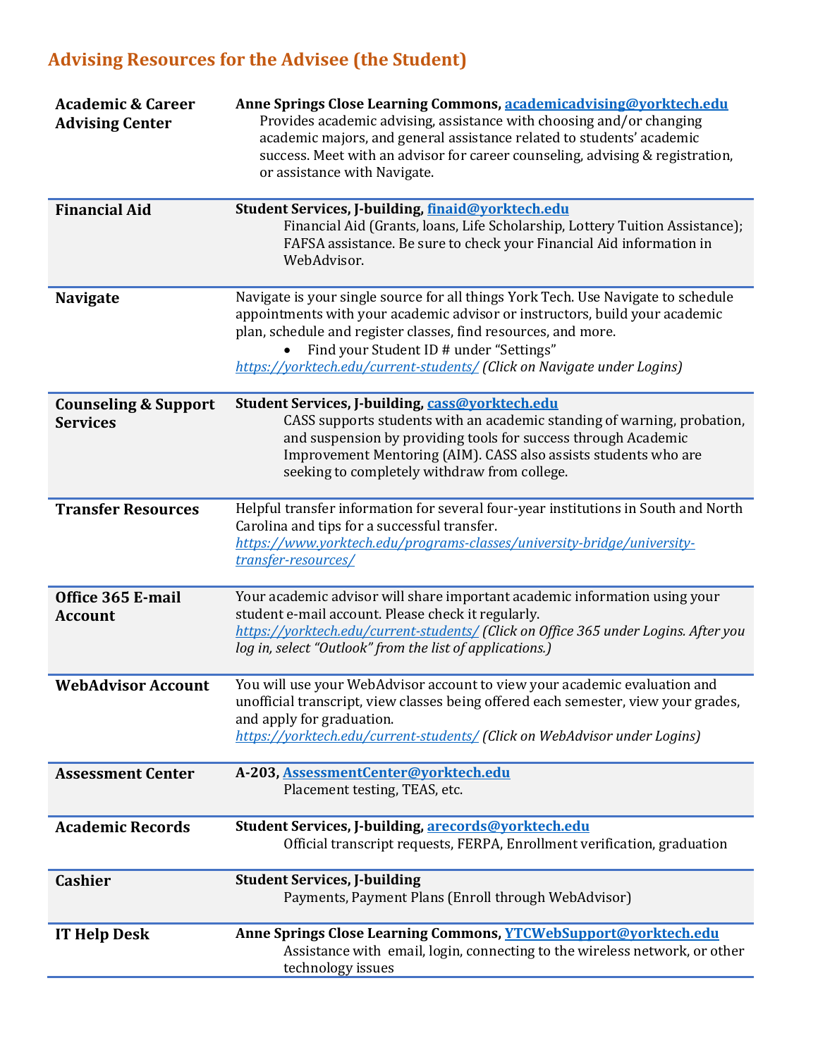## Advising Resources for the Advisee (the Student)

| | |
|---|---|
| **Academic & Career Advising Center** | **Anne Springs Close Learning Commons, academicadvising@yorktech.edu** Provides academic advising, assistance with choosing and/or changing academic majors, and general assistance related to students' academic success. Meet with an advisor for career counseling, advising & registration, or assistance with Navigate. |
| **Financial Aid** | **Student Services, J-building, finaid@yorktech.edu** Financial Aid (Grants, loans, Life Scholarship, Lottery Tuition Assistance); FAFSA assistance. Be sure to check your Financial Aid information in WebAdvisor. |
| **Navigate** | Navigate is your single source for all things York Tech. Use Navigate to schedule appointments with your academic advisor or instructors, build your academic plan, schedule and register classes, find resources, and more. <br>• Find your Student ID # under "Settings" <br>*https://yorktech.edu/current-students/ (Click on Navigate under Logins)* |
| **Counseling & Support Services** | **Student Services, J-building, cass@yorktech.edu** CASS supports students with an academic standing of warning, probation, and suspension by providing tools for success through Academic Improvement Mentoring (AIM). CASS also assists students who are seeking to completely withdraw from college. |
| **Transfer Resources** | Helpful transfer information for several four-year institutions in South and North Carolina and tips for a successful transfer. *https://www.yorktech.edu/programs-classes/university-bridge/university-transfer-resources/* |
| **Office 365 E-mail Account** | Your academic advisor will share important academic information using your student e-mail account. Please check it regularly. *https://yorktech.edu/current-students/ (Click on Office 365 under Logins. After you log in, select "Outlook" from the list of applications.)* |
| **WebAdvisor Account** | You will use your WebAdvisor account to view your academic evaluation and unofficial transcript, view classes being offered each semester, view your grades, and apply for graduation. *https://yorktech.edu/current-students/ (Click on WebAdvisor under Logins)* |
| **Assessment Center** | **A-203, AssessmentCenter@yorktech.edu** Placement testing, TEAS, etc. |
| **Academic Records** | **Student Services, J-building, arecords@yorktech.edu** Official transcript requests, FERPA, Enrollment verification, graduation |
| **Cashier** | **Student Services, J-building** Payments, Payment Plans (Enroll through WebAdvisor) |
| **IT Help Desk** | **Anne Springs Close Learning Commons, YTCWebSupport@yorktech.edu** Assistance with email, login, connecting to the wireless network, or other technology issues |